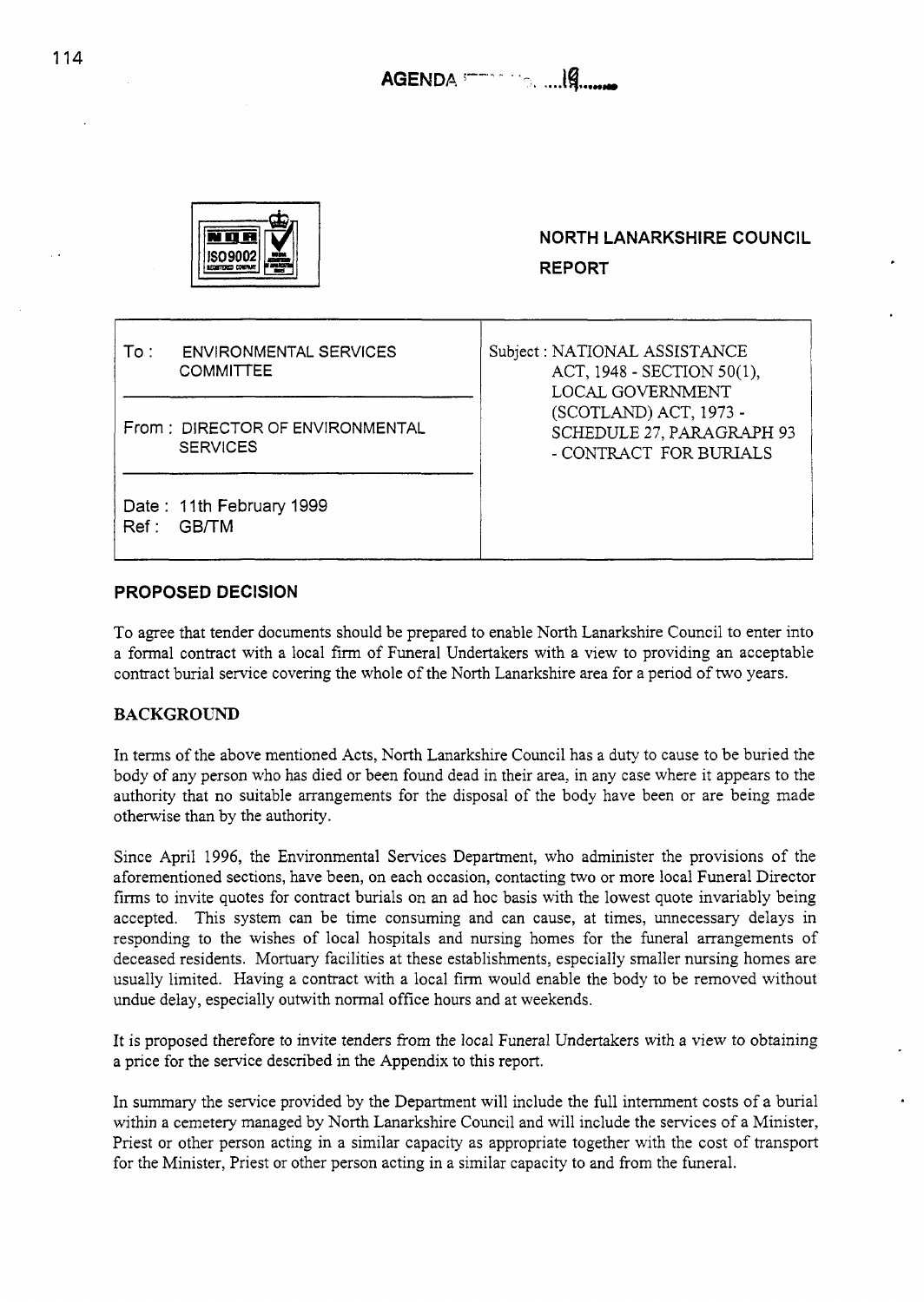AGENDA ... 19

**NORTH LANARKSHIRE COUNCIL**

**REPORT**

| | |
|---|---|
| To : ENVIRONMENTAL SERVICES COMMITTEE | Subject : NATIONAL ASSISTANCE ACT, 1948 - SECTION 50(1), LOCAL GOVERNMENT (SCOTLAND) ACT, 1973 - SCHEDULE 27, PARAGRAPH 93 - CONTRACT FOR BURIALS |
| From : DIRECTOR OF ENVIRONMENTAL SERVICES | |
| Date : 11th February 1999<br>Ref : GB/TM | |

## PROPOSED DECISION

To agree that tender documents should be prepared to enable North Lanarkshire Council to enter into a formal contract with a local firm of Funeral Undertakers with a view to providing an acceptable contract burial service covering the whole of the North Lanarkshire area for a period of two years.

## BACKGROUND

In terms of the above mentioned Acts, North Lanarkshire Council has a duty to cause to be buried the body of any person who has died or been found dead in their area, in any case where it appears to the authority that no suitable arrangements for the disposal of the body have been or are being made otherwise than by the authority.

Since April 1996, the Environmental Services Department, who administer the provisions of the aforementioned sections, have been, on each occasion, contacting two or more local Funeral Director firms to invite quotes for contract burials on an ad hoc basis with the lowest quote invariably being accepted. This system can be time consuming and can cause, at times, unnecessary delays in responding to the wishes of local hospitals and nursing homes for the funeral arrangements of deceased residents. Mortuary facilities at these establishments, especially smaller nursing homes are usually limited. Having a contract with a local firm would enable the body to be removed without undue delay, especially outwith normal office hours and at weekends.

It is proposed therefore to invite tenders from the local Funeral Undertakers with a view to obtaining a price for the service described in the Appendix to this report.

In summary the service provided by the Department will include the full internment costs of a burial within a cemetery managed by North Lanarkshire Council and will include the services of a Minister, Priest or other person acting in a similar capacity as appropriate together with the cost of transport for the Minister, Priest or other person acting in a similar capacity to and from the funeral.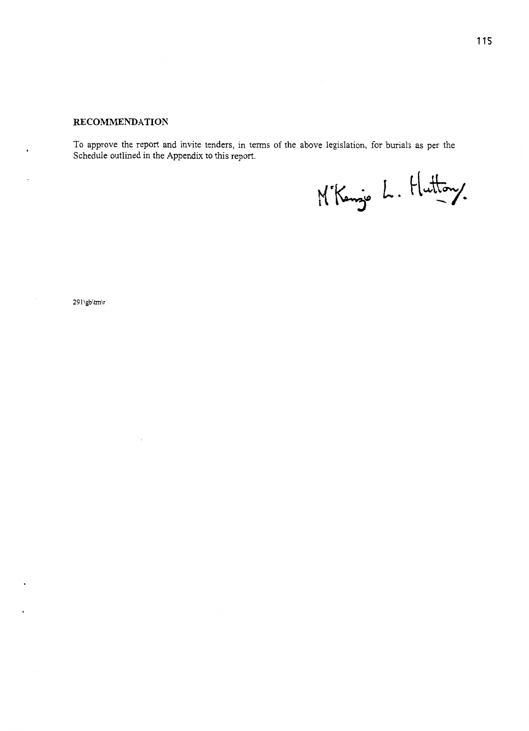**RECOMMENDATION**

To approve the report and invite tenders, in terms of the above legislation, for burials as per the Schedule outlined in the Appendix to this report.

M'Kenzie L. Hutton.

291\gb\tm\r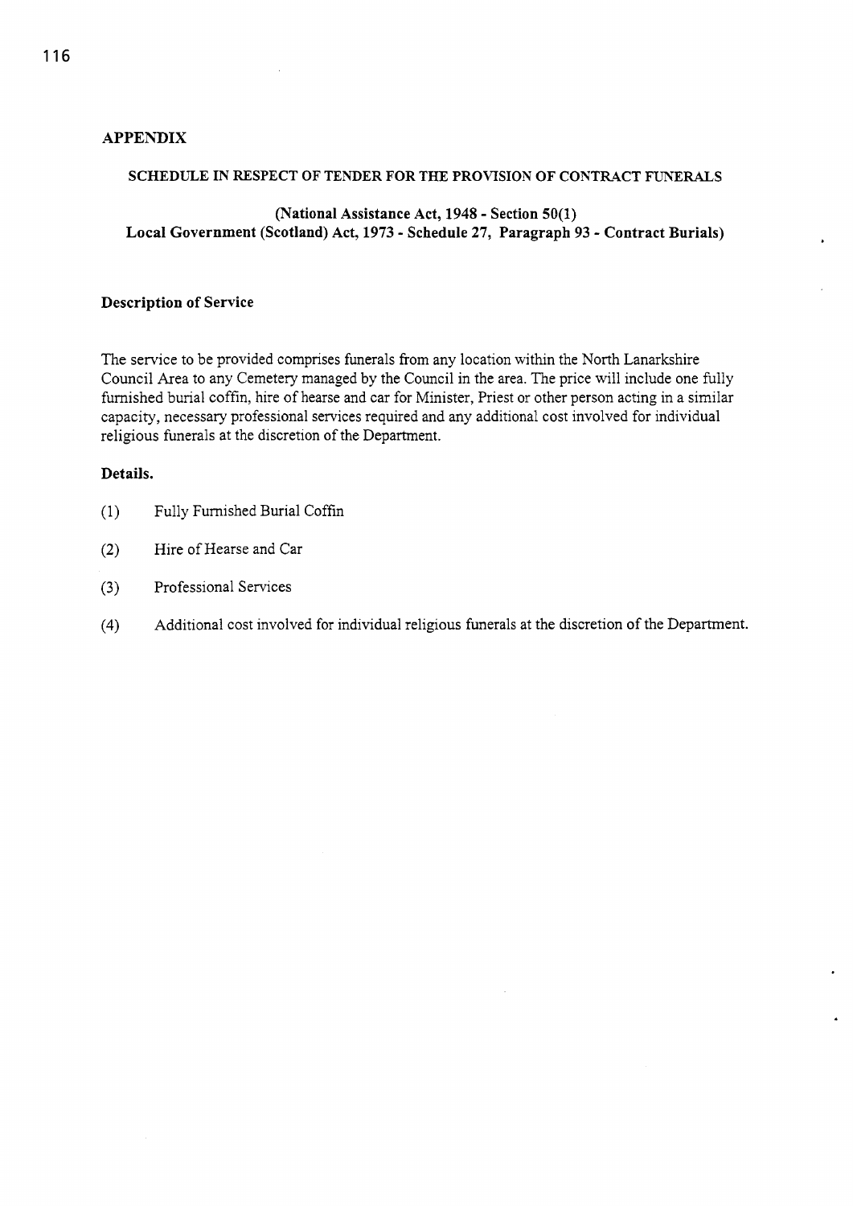## APPENDIX

### SCHEDULE IN RESPECT OF TENDER FOR THE PROVISION OF CONTRACT FUNERALS

**(National Assistance Act, 1948 - Section 50(1)**
**Local Government (Scotland) Act, 1973 - Schedule 27, Paragraph 93 - Contract Burials)**

### Description of Service

The service to be provided comprises funerals from any location within the North Lanarkshire Council Area to any Cemetery managed by the Council in the area. The price will include one fully furnished burial coffin, hire of hearse and car for Minister, Priest or other person acting in a similar capacity, necessary professional services required and any additional cost involved for individual religious funerals at the discretion of the Department.

### Details.

(1) Fully Furnished Burial Coffin

(2) Hire of Hearse and Car

(3) Professional Services

(4) Additional cost involved for individual religious funerals at the discretion of the Department.